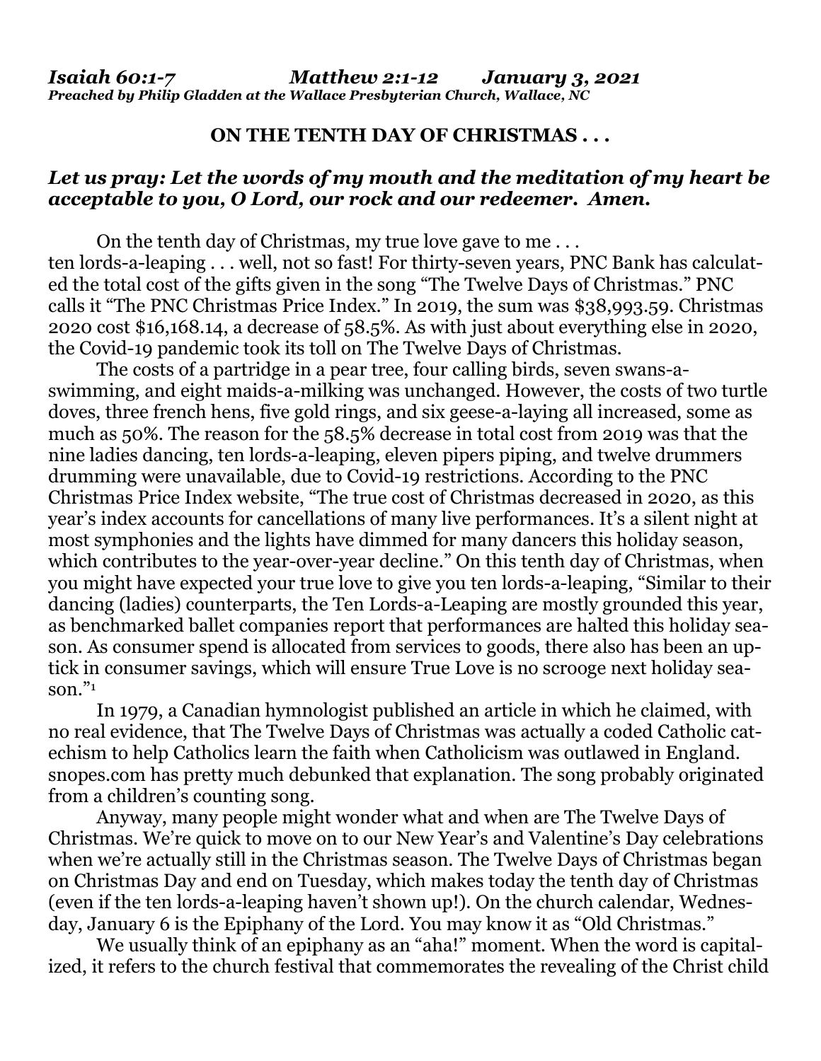***Isaiah 60:1-7 Matthew 2:1-12 January 3, 2021***
***Preached by Philip Gladden at the Wallace Presbyterian Church, Wallace, NC***

**ON THE TENTH DAY OF CHRISTMAS . . .**

***Let us pray: Let the words of my mouth and the meditation of my heart be acceptable to you, O Lord, our rock and our redeemer. Amen.***

On the tenth day of Christmas, my true love gave to me . . . ten lords-a-leaping . . . well, not so fast! For thirty-seven years, PNC Bank has calculated the total cost of the gifts given in the song "The Twelve Days of Christmas." PNC calls it "The PNC Christmas Price Index." In 2019, the sum was $38,993.59. Christmas 2020 cost $16,168.14, a decrease of 58.5%. As with just about everything else in 2020, the Covid-19 pandemic took its toll on The Twelve Days of Christmas.

The costs of a partridge in a pear tree, four calling birds, seven swans-a-swimming, and eight maids-a-milking was unchanged. However, the costs of two turtle doves, three french hens, five gold rings, and six geese-a-laying all increased, some as much as 50%. The reason for the 58.5% decrease in total cost from 2019 was that the nine ladies dancing, ten lords-a-leaping, eleven pipers piping, and twelve drummers drumming were unavailable, due to Covid-19 restrictions. According to the PNC Christmas Price Index website, "The true cost of Christmas decreased in 2020, as this year's index accounts for cancellations of many live performances. It's a silent night at most symphonies and the lights have dimmed for many dancers this holiday season, which contributes to the year-over-year decline." On this tenth day of Christmas, when you might have expected your true love to give you ten lords-a-leaping, "Similar to their dancing (ladies) counterparts, the Ten Lords-a-Leaping are mostly grounded this year, as benchmarked ballet companies report that performances are halted this holiday season. As consumer spend is allocated from services to goods, there also has been an uptick in consumer savings, which will ensure True Love is no scrooge next holiday season."[1]

In 1979, a Canadian hymnologist published an article in which he claimed, with no real evidence, that The Twelve Days of Christmas was actually a coded Catholic catechism to help Catholics learn the faith when Catholicism was outlawed in England. snopes.com has pretty much debunked that explanation. The song probably originated from a children's counting song.

Anyway, many people might wonder what and when are The Twelve Days of Christmas. We're quick to move on to our New Year's and Valentine's Day celebrations when we're actually still in the Christmas season. The Twelve Days of Christmas began on Christmas Day and end on Tuesday, which makes today the tenth day of Christmas (even if the ten lords-a-leaping haven't shown up!). On the church calendar, Wednesday, January 6 is the Epiphany of the Lord. You may know it as "Old Christmas."

We usually think of an epiphany as an "aha!" moment. When the word is capitalized, it refers to the church festival that commemorates the revealing of the Christ child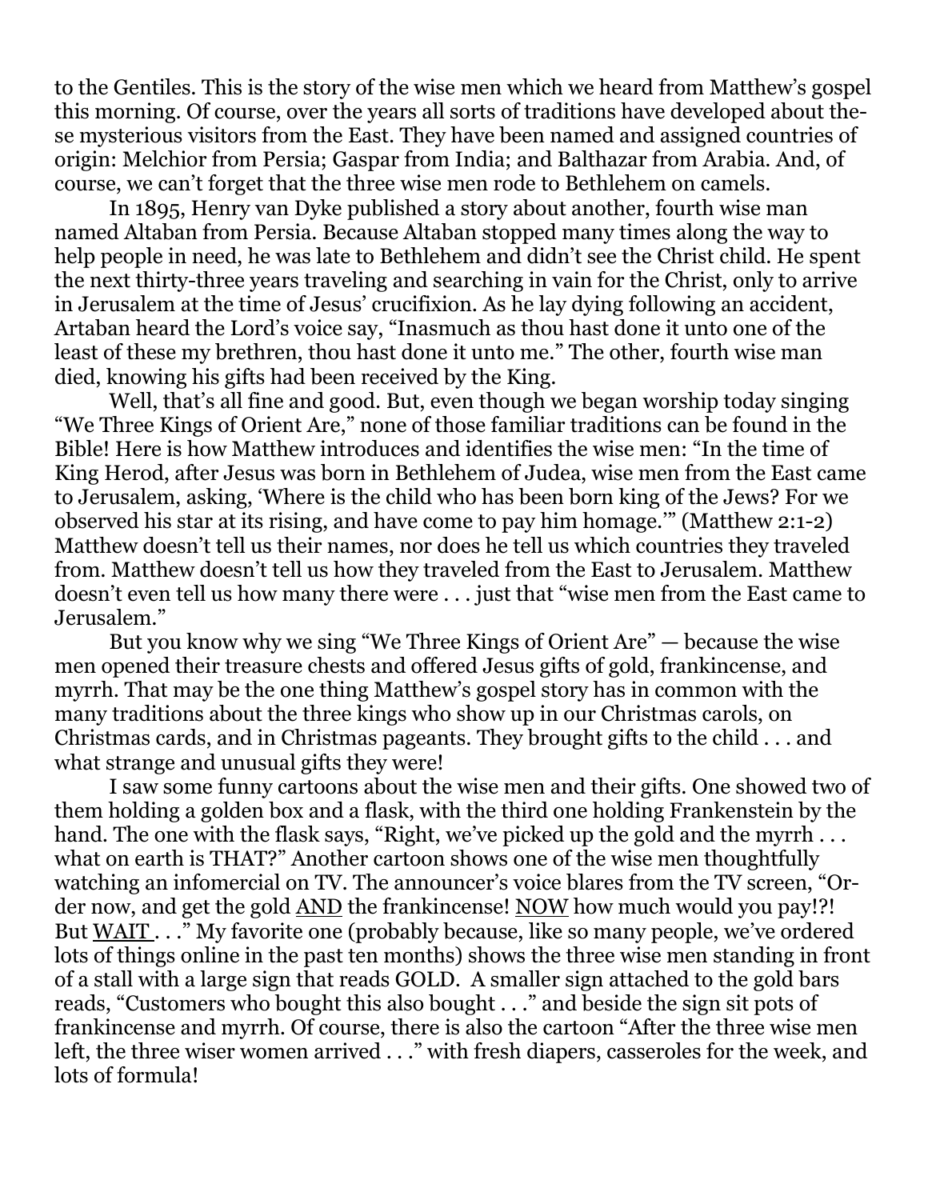to the Gentiles. This is the story of the wise men which we heard from Matthew's gospel this morning. Of course, over the years all sorts of traditions have developed about these mysterious visitors from the East. They have been named and assigned countries of origin: Melchior from Persia; Gaspar from India; and Balthazar from Arabia. And, of course, we can't forget that the three wise men rode to Bethlehem on camels.

In 1895, Henry van Dyke published a story about another, fourth wise man named Altaban from Persia. Because Altaban stopped many times along the way to help people in need, he was late to Bethlehem and didn't see the Christ child. He spent the next thirty-three years traveling and searching in vain for the Christ, only to arrive in Jerusalem at the time of Jesus' crucifixion. As he lay dying following an accident, Artaban heard the Lord's voice say, "Inasmuch as thou hast done it unto one of the least of these my brethren, thou hast done it unto me." The other, fourth wise man died, knowing his gifts had been received by the King.

Well, that's all fine and good. But, even though we began worship today singing "We Three Kings of Orient Are," none of those familiar traditions can be found in the Bible! Here is how Matthew introduces and identifies the wise men: "In the time of King Herod, after Jesus was born in Bethlehem of Judea, wise men from the East came to Jerusalem, asking, 'Where is the child who has been born king of the Jews? For we observed his star at its rising, and have come to pay him homage.'" (Matthew 2:1-2) Matthew doesn't tell us their names, nor does he tell us which countries they traveled from. Matthew doesn't tell us how they traveled from the East to Jerusalem. Matthew doesn't even tell us how many there were . . . just that "wise men from the East came to Jerusalem."

But you know why we sing "We Three Kings of Orient Are" — because the wise men opened their treasure chests and offered Jesus gifts of gold, frankincense, and myrrh. That may be the one thing Matthew's gospel story has in common with the many traditions about the three kings who show up in our Christmas carols, on Christmas cards, and in Christmas pageants. They brought gifts to the child . . . and what strange and unusual gifts they were!

I saw some funny cartoons about the wise men and their gifts. One showed two of them holding a golden box and a flask, with the third one holding Frankenstein by the hand. The one with the flask says, "Right, we've picked up the gold and the myrrh . . . what on earth is THAT?" Another cartoon shows one of the wise men thoughtfully watching an infomercial on TV. The announcer's voice blares from the TV screen, "Order now, and get the gold <u>AND</u> the frankincense! <u>NOW</u> how much would you pay!?! But <u>WAIT</u> . . ." My favorite one (probably because, like so many people, we've ordered lots of things online in the past ten months) shows the three wise men standing in front of a stall with a large sign that reads GOLD. A smaller sign attached to the gold bars reads, "Customers who bought this also bought . . ." and beside the sign sit pots of frankincense and myrrh. Of course, there is also the cartoon "After the three wise men left, the three wiser women arrived . . ." with fresh diapers, casseroles for the week, and lots of formula!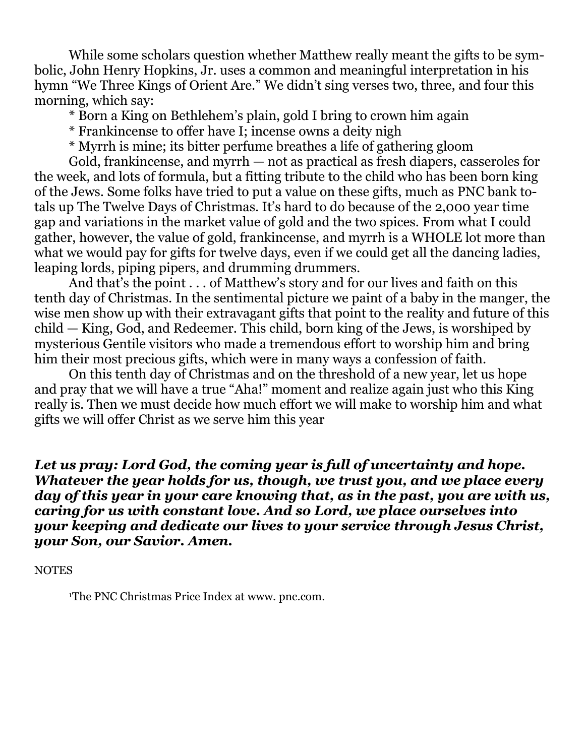While some scholars question whether Matthew really meant the gifts to be symbolic, John Henry Hopkins, Jr. uses a common and meaningful interpretation in his hymn "We Three Kings of Orient Are." We didn't sing verses two, three, and four this morning, which say:

\* Born a King on Bethlehem's plain, gold I bring to crown him again

\* Frankincense to offer have I; incense owns a deity nigh

\* Myrrh is mine; its bitter perfume breathes a life of gathering gloom

Gold, frankincense, and myrrh — not as practical as fresh diapers, casseroles for the week, and lots of formula, but a fitting tribute to the child who has been born king of the Jews. Some folks have tried to put a value on these gifts, much as PNC bank totals up The Twelve Days of Christmas. It's hard to do because of the 2,000 year time gap and variations in the market value of gold and the two spices. From what I could gather, however, the value of gold, frankincense, and myrrh is a WHOLE lot more than what we would pay for gifts for twelve days, even if we could get all the dancing ladies, leaping lords, piping pipers, and drumming drummers.

And that's the point . . . of Matthew's story and for our lives and faith on this tenth day of Christmas. In the sentimental picture we paint of a baby in the manger, the wise men show up with their extravagant gifts that point to the reality and future of this child — King, God, and Redeemer. This child, born king of the Jews, is worshiped by mysterious Gentile visitors who made a tremendous effort to worship him and bring him their most precious gifts, which were in many ways a confession of faith.

On this tenth day of Christmas and on the threshold of a new year, let us hope and pray that we will have a true "Aha!" moment and realize again just who this King really is. Then we must decide how much effort we will make to worship him and what gifts we will offer Christ as we serve him this year

***Let us pray: Lord God, the coming year is full of uncertainty and hope. Whatever the year holds for us, though, we trust you, and we place every day of this year in your care knowing that, as in the past, you are with us, caring for us with constant love. And so Lord, we place ourselves into your keeping and dedicate our lives to your service through Jesus Christ, your Son, our Savior. Amen.***

NOTES

[1]The PNC Christmas Price Index at www. pnc.com.